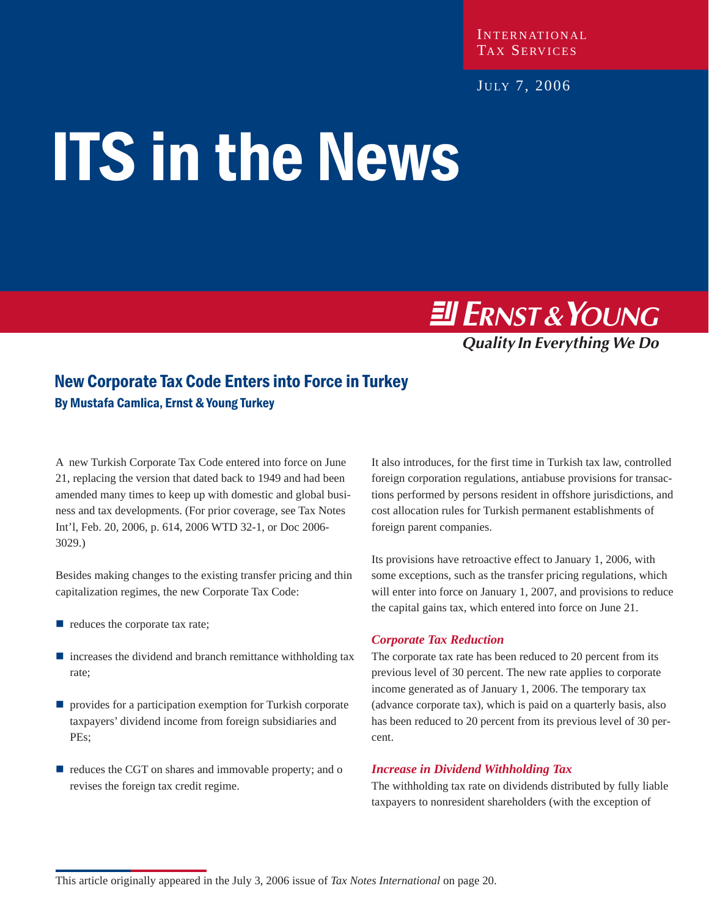International Tax Services

July 7, 2006

# ITS in the News

Ernst & Young
*Quality In Everything We Do*

## New Corporate Tax Code Enters into Force in Turkey

**By Mustafa Camlica, Ernst & Young Turkey**

A new Turkish Corporate Tax Code entered into force on June 21, replacing the version that dated back to 1949 and had been amended many times to keep up with domestic and global business and tax developments. (For prior coverage, see Tax Notes Int'l, Feb. 20, 2006, p. 614, 2006 WTD 32-1, or Doc 2006-3029.)

Besides making changes to the existing transfer pricing and thin capitalization regimes, the new Corporate Tax Code:

- reduces the corporate tax rate;
- increases the dividend and branch remittance withholding tax rate;
- provides for a participation exemption for Turkish corporate taxpayers' dividend income from foreign subsidiaries and PEs;
- reduces the CGT on shares and immovable property; and o revises the foreign tax credit regime.

It also introduces, for the first time in Turkish tax law, controlled foreign corporation regulations, antiabuse provisions for transactions performed by persons resident in offshore jurisdictions, and cost allocation rules for Turkish permanent establishments of foreign parent companies.

Its provisions have retroactive effect to January 1, 2006, with some exceptions, such as the transfer pricing regulations, which will enter into force on January 1, 2007, and provisions to reduce the capital gains tax, which entered into force on June 21.

### *Corporate Tax Reduction*

The corporate tax rate has been reduced to 20 percent from its previous level of 30 percent. The new rate applies to corporate income generated as of January 1, 2006. The temporary tax (advance corporate tax), which is paid on a quarterly basis, also has been reduced to 20 percent from its previous level of 30 percent.

### *Increase in Dividend Withholding Tax*

The withholding tax rate on dividends distributed by fully liable taxpayers to nonresident shareholders (with the exception of

This article originally appeared in the July 3, 2006 issue of *Tax Notes International* on page 20.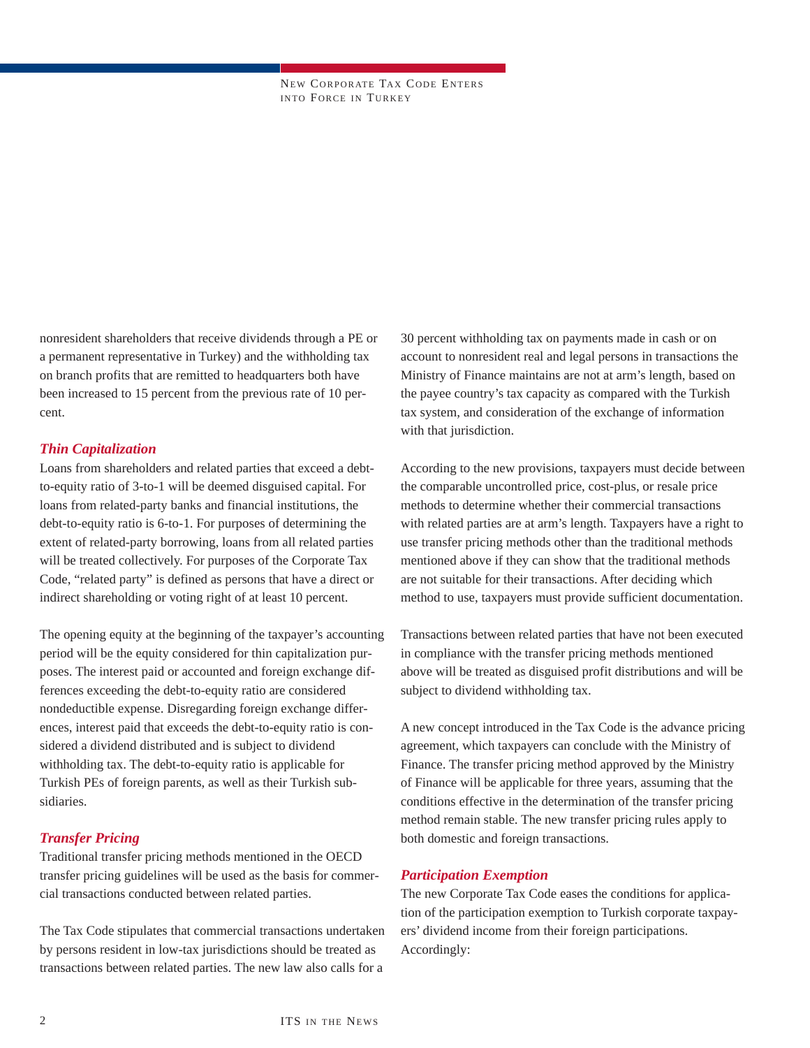nonresident shareholders that receive dividends through a PE or a permanent representative in Turkey) and the withholding tax on branch profits that are remitted to headquarters both have been increased to 15 percent from the previous rate of 10 percent.

### *Thin Capitalization*

Loans from shareholders and related parties that exceed a debt-to-equity ratio of 3-to-1 will be deemed disguised capital. For loans from related-party banks and financial institutions, the debt-to-equity ratio is 6-to-1. For purposes of determining the extent of related-party borrowing, loans from all related parties will be treated collectively. For purposes of the Corporate Tax Code, "related party" is defined as persons that have a direct or indirect shareholding or voting right of at least 10 percent.

The opening equity at the beginning of the taxpayer's accounting period will be the equity considered for thin capitalization purposes. The interest paid or accounted and foreign exchange differences exceeding the debt-to-equity ratio are considered nondeductible expense. Disregarding foreign exchange differences, interest paid that exceeds the debt-to-equity ratio is considered a dividend distributed and is subject to dividend withholding tax. The debt-to-equity ratio is applicable for Turkish PEs of foreign parents, as well as their Turkish subsidiaries.

### *Transfer Pricing*

Traditional transfer pricing methods mentioned in the OECD transfer pricing guidelines will be used as the basis for commercial transactions conducted between related parties.

The Tax Code stipulates that commercial transactions undertaken by persons resident in low-tax jurisdictions should be treated as transactions between related parties. The new law also calls for a 30 percent withholding tax on payments made in cash or on account to nonresident real and legal persons in transactions the Ministry of Finance maintains are not at arm's length, based on the payee country's tax capacity as compared with the Turkish tax system, and consideration of the exchange of information with that jurisdiction.

According to the new provisions, taxpayers must decide between the comparable uncontrolled price, cost-plus, or resale price methods to determine whether their commercial transactions with related parties are at arm's length. Taxpayers have a right to use transfer pricing methods other than the traditional methods mentioned above if they can show that the traditional methods are not suitable for their transactions. After deciding which method to use, taxpayers must provide sufficient documentation.

Transactions between related parties that have not been executed in compliance with the transfer pricing methods mentioned above will be treated as disguised profit distributions and will be subject to dividend withholding tax.

A new concept introduced in the Tax Code is the advance pricing agreement, which taxpayers can conclude with the Ministry of Finance. The transfer pricing method approved by the Ministry of Finance will be applicable for three years, assuming that the conditions effective in the determination of the transfer pricing method remain stable. The new transfer pricing rules apply to both domestic and foreign transactions.

### *Participation Exemption*

The new Corporate Tax Code eases the conditions for application of the participation exemption to Turkish corporate taxpayers' dividend income from their foreign participations. Accordingly: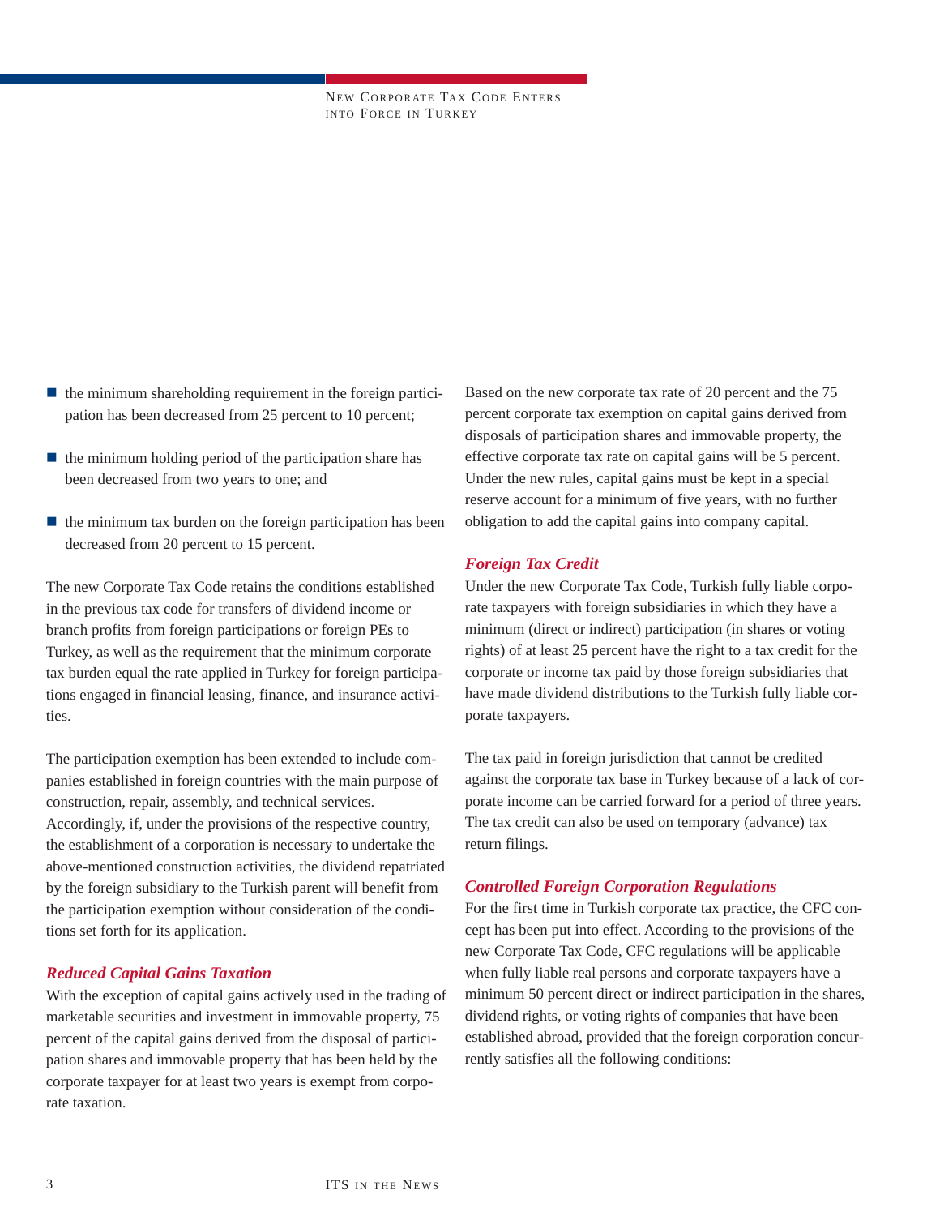- the minimum shareholding requirement in the foreign participation has been decreased from 25 percent to 10 percent;
- the minimum holding period of the participation share has been decreased from two years to one; and
- the minimum tax burden on the foreign participation has been decreased from 20 percent to 15 percent.

The new Corporate Tax Code retains the conditions established in the previous tax code for transfers of dividend income or branch profits from foreign participations or foreign PEs to Turkey, as well as the requirement that the minimum corporate tax burden equal the rate applied in Turkey for foreign participations engaged in financial leasing, finance, and insurance activities.

The participation exemption has been extended to include companies established in foreign countries with the main purpose of construction, repair, assembly, and technical services. Accordingly, if, under the provisions of the respective country, the establishment of a corporation is necessary to undertake the above-mentioned construction activities, the dividend repatriated by the foreign subsidiary to the Turkish parent will benefit from the participation exemption without consideration of the conditions set forth for its application.

### *Reduced Capital Gains Taxation*

With the exception of capital gains actively used in the trading of marketable securities and investment in immovable property, 75 percent of the capital gains derived from the disposal of participation shares and immovable property that has been held by the corporate taxpayer for at least two years is exempt from corporate taxation.

Based on the new corporate tax rate of 20 percent and the 75 percent corporate tax exemption on capital gains derived from disposals of participation shares and immovable property, the effective corporate tax rate on capital gains will be 5 percent. Under the new rules, capital gains must be kept in a special reserve account for a minimum of five years, with no further obligation to add the capital gains into company capital.

### *Foreign Tax Credit*

Under the new Corporate Tax Code, Turkish fully liable corporate taxpayers with foreign subsidiaries in which they have a minimum (direct or indirect) participation (in shares or voting rights) of at least 25 percent have the right to a tax credit for the corporate or income tax paid by those foreign subsidiaries that have made dividend distributions to the Turkish fully liable corporate taxpayers.

The tax paid in foreign jurisdiction that cannot be credited against the corporate tax base in Turkey because of a lack of corporate income can be carried forward for a period of three years. The tax credit can also be used on temporary (advance) tax return filings.

### *Controlled Foreign Corporation Regulations*

For the first time in Turkish corporate tax practice, the CFC concept has been put into effect. According to the provisions of the new Corporate Tax Code, CFC regulations will be applicable when fully liable real persons and corporate taxpayers have a minimum 50 percent direct or indirect participation in the shares, dividend rights, or voting rights of companies that have been established abroad, provided that the foreign corporation concurrently satisfies all the following conditions: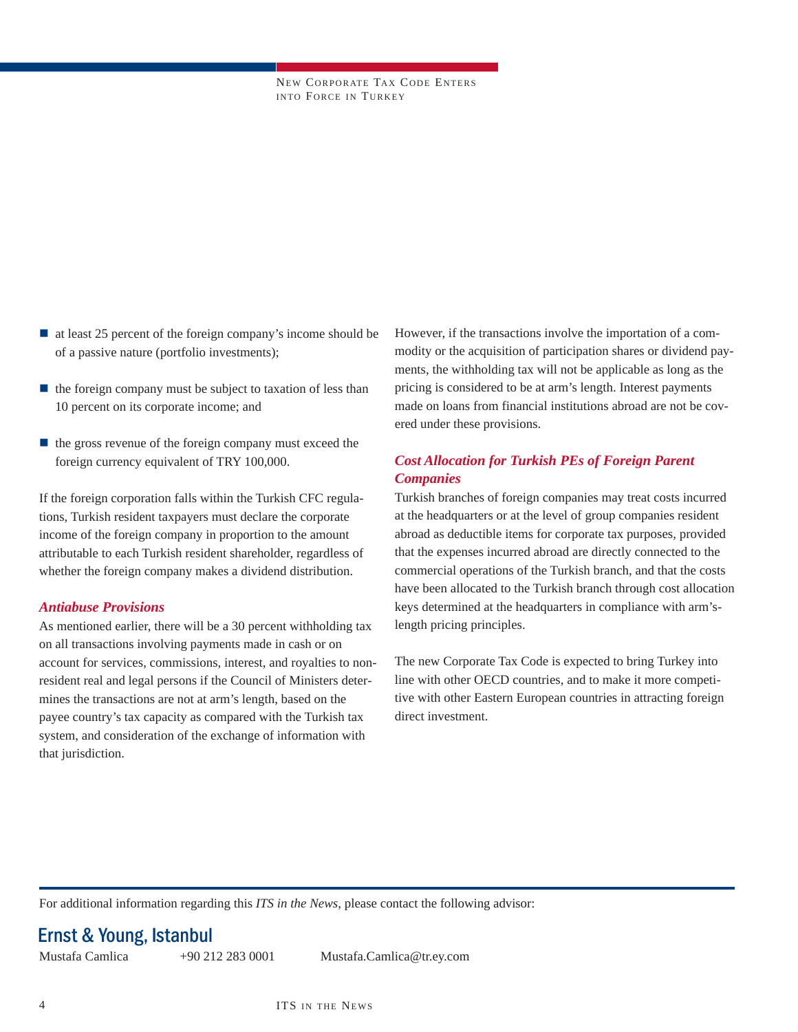- at least 25 percent of the foreign company's income should be of a passive nature (portfolio investments);
- the foreign company must be subject to taxation of less than 10 percent on its corporate income; and
- the gross revenue of the foreign company must exceed the foreign currency equivalent of TRY 100,000.

If the foreign corporation falls within the Turkish CFC regulations, Turkish resident taxpayers must declare the corporate income of the foreign company in proportion to the amount attributable to each Turkish resident shareholder, regardless of whether the foreign company makes a dividend distribution.

### *Antiabuse Provisions*

As mentioned earlier, there will be a 30 percent withholding tax on all transactions involving payments made in cash or on account for services, commissions, interest, and royalties to non-resident real and legal persons if the Council of Ministers determines the transactions are not at arm's length, based on the payee country's tax capacity as compared with the Turkish tax system, and consideration of the exchange of information with that jurisdiction.

However, if the transactions involve the importation of a commodity or the acquisition of participation shares or dividend payments, the withholding tax will not be applicable as long as the pricing is considered to be at arm's length. Interest payments made on loans from financial institutions abroad are not be covered under these provisions.

### *Cost Allocation for Turkish PEs of Foreign Parent Companies*

Turkish branches of foreign companies may treat costs incurred at the headquarters or at the level of group companies resident abroad as deductible items for corporate tax purposes, provided that the expenses incurred abroad are directly connected to the commercial operations of the Turkish branch, and that the costs have been allocated to the Turkish branch through cost allocation keys determined at the headquarters in compliance with arm's-length pricing principles.

The new Corporate Tax Code is expected to bring Turkey into line with other OECD countries, and to make it more competitive with other Eastern European countries in attracting foreign direct investment.

---

For additional information regarding this *ITS in the News*, please contact the following advisor:

## Ernst & Young, Istanbul

Mustafa Camlica    +90 212 283 0001    Mustafa.Camlica@tr.ey.com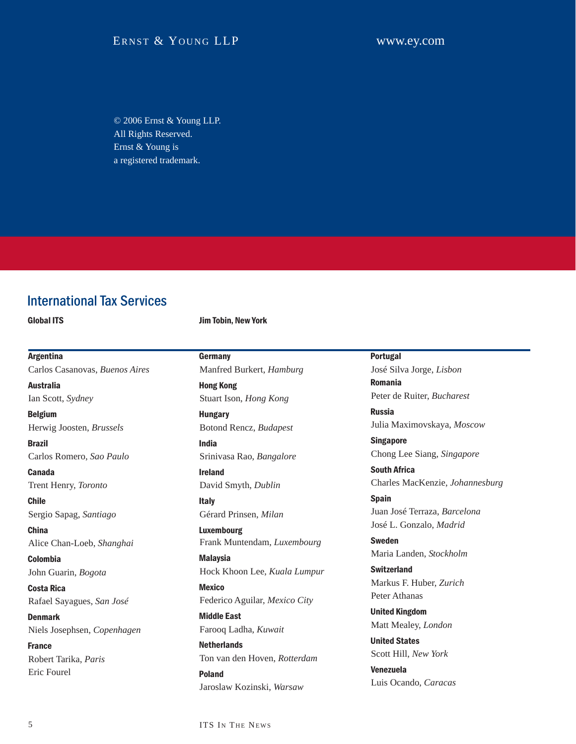Ernst & Young LLP

www.ey.com

© 2006 Ernst & Young LLP.
All Rights Reserved.
Ernst & Young is
a registered trademark.

## International Tax Services

**Global ITS** — **Jim Tobin, New York**

**Argentina**
Carlos Casanovas, *Buenos Aires*

**Australia**
Ian Scott, *Sydney*

**Belgium**
Herwig Joosten, *Brussels*

**Brazil**
Carlos Romero, *Sao Paulo*

**Canada**
Trent Henry, *Toronto*

**Chile**
Sergio Sapag, *Santiago*

**China**
Alice Chan-Loeb, *Shanghai*

**Colombia**
John Guarin, *Bogota*

**Costa Rica**
Rafael Sayagues, *San José*

**Denmark**
Niels Josephsen, *Copenhagen*

**France**
Robert Tarika, *Paris*
Eric Fourel

**Germany**
Manfred Burkert, *Hamburg*

**Hong Kong**
Stuart Ison, *Hong Kong*

**Hungary**
Botond Rencz, *Budapest*

**India**
Srinivasa Rao, *Bangalore*

**Ireland**
David Smyth, *Dublin*

**Italy**
Gérard Prinsen, *Milan*

**Luxembourg**
Frank Muntendam, *Luxembourg*

**Malaysia**
Hock Khoon Lee, *Kuala Lumpur*

**Mexico**
Federico Aguilar, *Mexico City*

**Middle East**
Farooq Ladha, *Kuwait*

**Netherlands**
Ton van den Hoven, *Rotterdam*

**Poland**
Jaroslaw Kozinski, *Warsaw*

**Portugal**
José Silva Jorge, *Lisbon*

**Romania**
Peter de Ruiter, *Bucharest*

**Russia**
Julia Maximovskaya, *Moscow*

**Singapore**
Chong Lee Siang, *Singapore*

**South Africa**
Charles MacKenzie, *Johannesburg*

**Spain**
Juan José Terraza, *Barcelona*
José L. Gonzalo, *Madrid*

**Sweden**
Maria Landen, *Stockholm*

**Switzerland**
Markus F. Huber, *Zurich*
Peter Athanas

**United Kingdom**
Matt Mealey, *London*

**United States**
Scott Hill, *New York*

**Venezuela**
Luis Ocando, *Caracas*